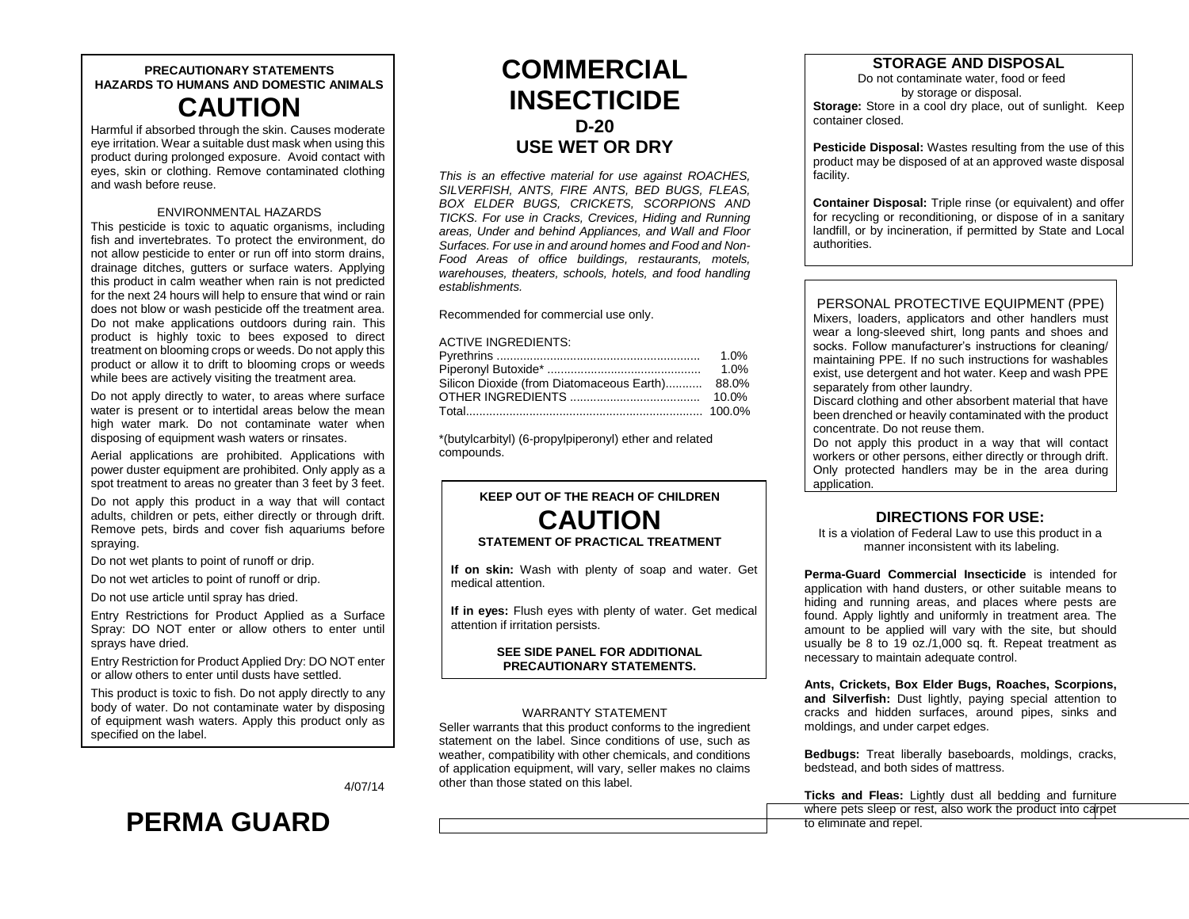**PRECAUTIONARY STATEMENTS**
**HAZARDS TO HUMANS AND DOMESTIC ANIMALS**

## CAUTION

Harmful if absorbed through the skin. Causes moderate eye irritation. Wear a suitable dust mask when using this product during prolonged exposure. Avoid contact with eyes, skin or clothing. Remove contaminated clothing and wash before reuse.

ENVIRONMENTAL HAZARDS

This pesticide is toxic to aquatic organisms, including fish and invertebrates. To protect the environment, do not allow pesticide to enter or run off into storm drains, drainage ditches, gutters or surface waters. Applying this product in calm weather when rain is not predicted for the next 24 hours will help to ensure that wind or rain does not blow or wash pesticide off the treatment area. Do not make applications outdoors during rain. This product is highly toxic to bees exposed to direct treatment on blooming crops or weeds. Do not apply this product or allow it to drift to blooming crops or weeds while bees are actively visiting the treatment area.

Do not apply directly to water, to areas where surface water is present or to intertidal areas below the mean high water mark. Do not contaminate water when disposing of equipment wash waters or rinsates.

Aerial applications are prohibited. Applications with power duster equipment are prohibited. Only apply as a spot treatment to areas no greater than 3 feet by 3 feet.

Do not apply this product in a way that will contact adults, children or pets, either directly or through drift. Remove pets, birds and cover fish aquariums before spraying.

Do not wet plants to point of runoff or drip.

Do not wet articles to point of runoff or drip.

Do not use article until spray has dried.

Entry Restrictions for Product Applied as a Surface Spray: DO NOT enter or allow others to enter until sprays have dried.

Entry Restriction for Product Applied Dry: DO NOT enter or allow others to enter until dusts have settled.

This product is toxic to fish. Do not apply directly to any body of water. Do not contaminate water by disposing of equipment wash waters. Apply this product only as specified on the label.

4/07/14

# PERMA GUARD

# COMMERCIAL INSECTICIDE

## D-20

## USE WET OR DRY

*This is an effective material for use against ROACHES, SILVERFISH, ANTS, FIRE ANTS, BED BUGS, FLEAS, BOX ELDER BUGS, CRICKETS, SCORPIONS AND TICKS. For use in Cracks, Crevices, Hiding and Running areas, Under and behind Appliances, and Wall and Floor Surfaces. For use in and around homes and Food and Non-Food Areas of office buildings, restaurants, motels, warehouses, theaters, schools, hotels, and food handling establishments.*

Recommended for commercial use only.

| ACTIVE INGREDIENTS: | |
|---|---|
| Pyrethrins | 1.0% |
| Piperonyl Butoxide* | 1.0% |
| Silicon Dioxide (from Diatomaceous Earth) | 88.0% |
| OTHER INGREDIENTS | 10.0% |
| Total | 100.0% |

*(butylcarbityl) (6-propylpiperonyl) ether and related compounds.

**KEEP OUT OF THE REACH OF CHILDREN**

## CAUTION

**STATEMENT OF PRACTICAL TREATMENT**

**If on skin:** Wash with plenty of soap and water. Get medical attention.

**If in eyes:** Flush eyes with plenty of water. Get medical attention if irritation persists.

**SEE SIDE PANEL FOR ADDITIONAL PRECAUTIONARY STATEMENTS.**

WARRANTY STATEMENT

Seller warrants that this product conforms to the ingredient statement on the label. Since conditions of use, such as weather, compatibility with other chemicals, and conditions of application equipment, will vary, seller makes no claims other than those stated on this label.

## STORAGE AND DISPOSAL

Do not contaminate water, food or feed by storage or disposal.

**Storage:** Store in a cool dry place, out of sunlight. Keep container closed.

**Pesticide Disposal:** Wastes resulting from the use of this product may be disposed of at an approved waste disposal facility.

**Container Disposal:** Triple rinse (or equivalent) and offer for recycling or reconditioning, or dispose of in a sanitary landfill, or by incineration, if permitted by State and Local authorities.

PERSONAL PROTECTIVE EQUIPMENT (PPE)

Mixers, loaders, applicators and other handlers must wear a long-sleeved shirt, long pants and shoes and socks. Follow manufacturer's instructions for cleaning/ maintaining PPE. If no such instructions for washables exist, use detergent and hot water. Keep and wash PPE separately from other laundry.

Discard clothing and other absorbent material that have been drenched or heavily contaminated with the product concentrate. Do not reuse them.

Do not apply this product in a way that will contact workers or other persons, either directly or through drift. Only protected handlers may be in the area during application.

## DIRECTIONS FOR USE:

It is a violation of Federal Law to use this product in a manner inconsistent with its labeling.

**Perma-Guard Commercial Insecticide** is intended for application with hand dusters, or other suitable means to hiding and running areas, and places where pests are found. Apply lightly and uniformly in treatment area. The amount to be applied will vary with the site, but should usually be 8 to 19 oz./1,000 sq. ft. Repeat treatment as necessary to maintain adequate control.

**Ants, Crickets, Box Elder Bugs, Roaches, Scorpions, and Silverfish:** Dust lightly, paying special attention to cracks and hidden surfaces, around pipes, sinks and moldings, and under carpet edges.

**Bedbugs:** Treat liberally baseboards, moldings, cracks, bedstead, and both sides of mattress.

**Ticks and Fleas:** Lightly dust all bedding and furniture where pets sleep or rest, also work the product into carpet to eliminate and repel.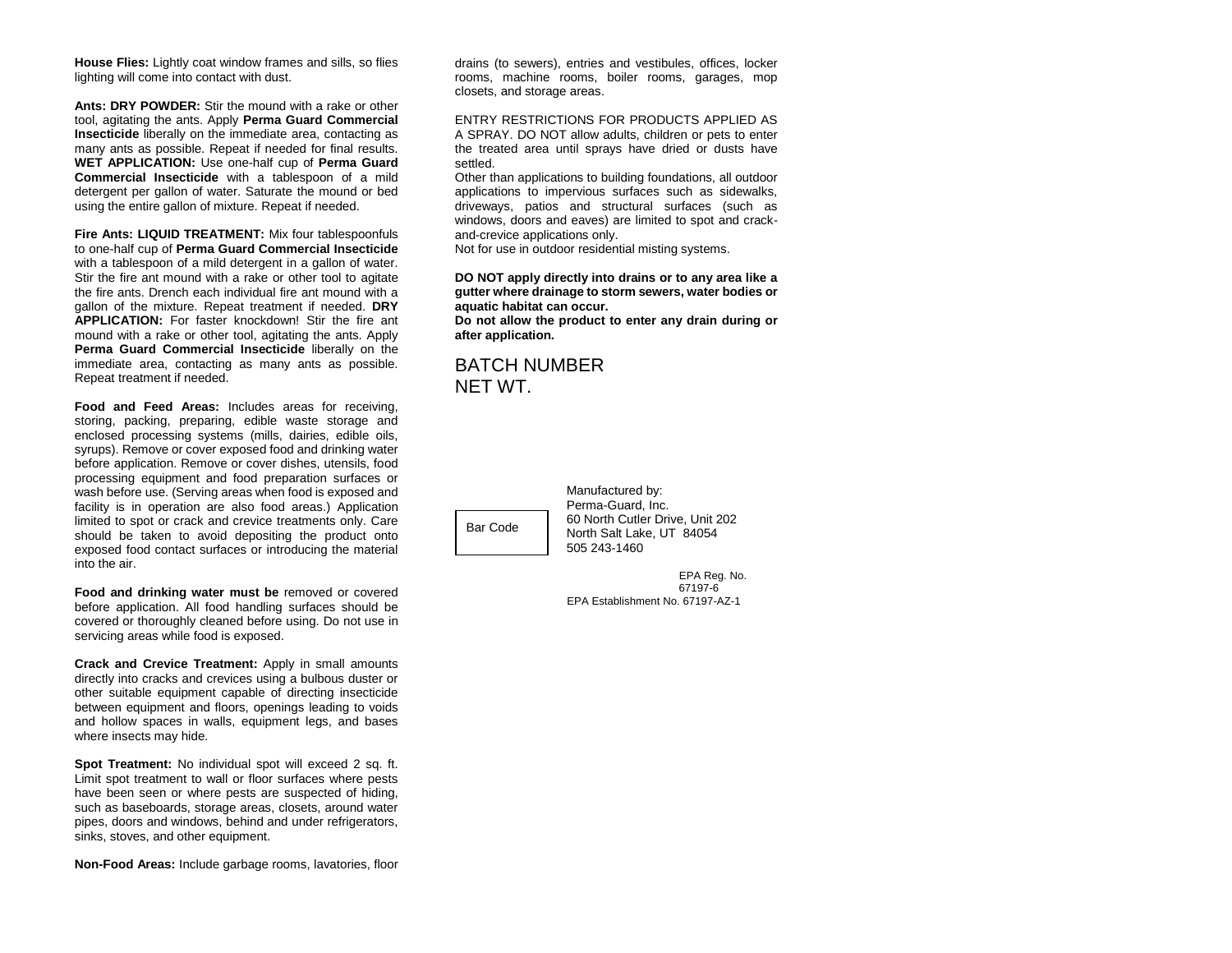**House Flies:** Lightly coat window frames and sills, so flies lighting will come into contact with dust.

**Ants: DRY POWDER:** Stir the mound with a rake or other tool, agitating the ants. Apply **Perma Guard Commercial Insecticide** liberally on the immediate area, contacting as many ants as possible. Repeat if needed for final results. **WET APPLICATION:** Use one-half cup of **Perma Guard Commercial Insecticide** with a tablespoon of a mild detergent per gallon of water. Saturate the mound or bed using the entire gallon of mixture. Repeat if needed.

**Fire Ants: LIQUID TREATMENT:** Mix four tablespoonfuls to one-half cup of **Perma Guard Commercial Insecticide** with a tablespoon of a mild detergent in a gallon of water. Stir the fire ant mound with a rake or other tool to agitate the fire ants. Drench each individual fire ant mound with a gallon of the mixture. Repeat treatment if needed. **DRY APPLICATION:** For faster knockdown! Stir the fire ant mound with a rake or other tool, agitating the ants. Apply **Perma Guard Commercial Insecticide** liberally on the immediate area, contacting as many ants as possible. Repeat treatment if needed.

**Food and Feed Areas:** Includes areas for receiving, storing, packing, preparing, edible waste storage and enclosed processing systems (mills, dairies, edible oils, syrups). Remove or cover exposed food and drinking water before application. Remove or cover dishes, utensils, food processing equipment and food preparation surfaces or wash before use. (Serving areas when food is exposed and facility is in operation are also food areas.) Application limited to spot or crack and crevice treatments only. Care should be taken to avoid depositing the product onto exposed food contact surfaces or introducing the material into the air.

**Food and drinking water must be** removed or covered before application. All food handling surfaces should be covered or thoroughly cleaned before using. Do not use in servicing areas while food is exposed.

**Crack and Crevice Treatment:** Apply in small amounts directly into cracks and crevices using a bulbous duster or other suitable equipment capable of directing insecticide between equipment and floors, openings leading to voids and hollow spaces in walls, equipment legs, and bases where insects may hide.

**Spot Treatment:** No individual spot will exceed 2 sq. ft. Limit spot treatment to wall or floor surfaces where pests have been seen or where pests are suspected of hiding, such as baseboards, storage areas, closets, around water pipes, doors and windows, behind and under refrigerators, sinks, stoves, and other equipment.

**Non-Food Areas:** Include garbage rooms, lavatories, floor drains (to sewers), entries and vestibules, offices, locker rooms, machine rooms, boiler rooms, garages, mop closets, and storage areas.

ENTRY RESTRICTIONS FOR PRODUCTS APPLIED AS A SPRAY. DO NOT allow adults, children or pets to enter the treated area until sprays have dried or dusts have settled.
Other than applications to building foundations, all outdoor applications to impervious surfaces such as sidewalks, driveways, patios and structural surfaces (such as windows, doors and eaves) are limited to spot and crack-and-crevice applications only.
Not for use in outdoor residential misting systems.

**DO NOT apply directly into drains or to any area like a gutter where drainage to storm sewers, water bodies or aquatic habitat can occur.**
**Do not allow the product to enter any drain during or after application.**

BATCH NUMBER
NET WT.

Bar Code

Manufactured by:
Perma-Guard, Inc.
60 North Cutler Drive, Unit 202
North Salt Lake, UT 84054
505 243-1460

EPA Reg. No.
67197-6
EPA Establishment No. 67197-AZ-1